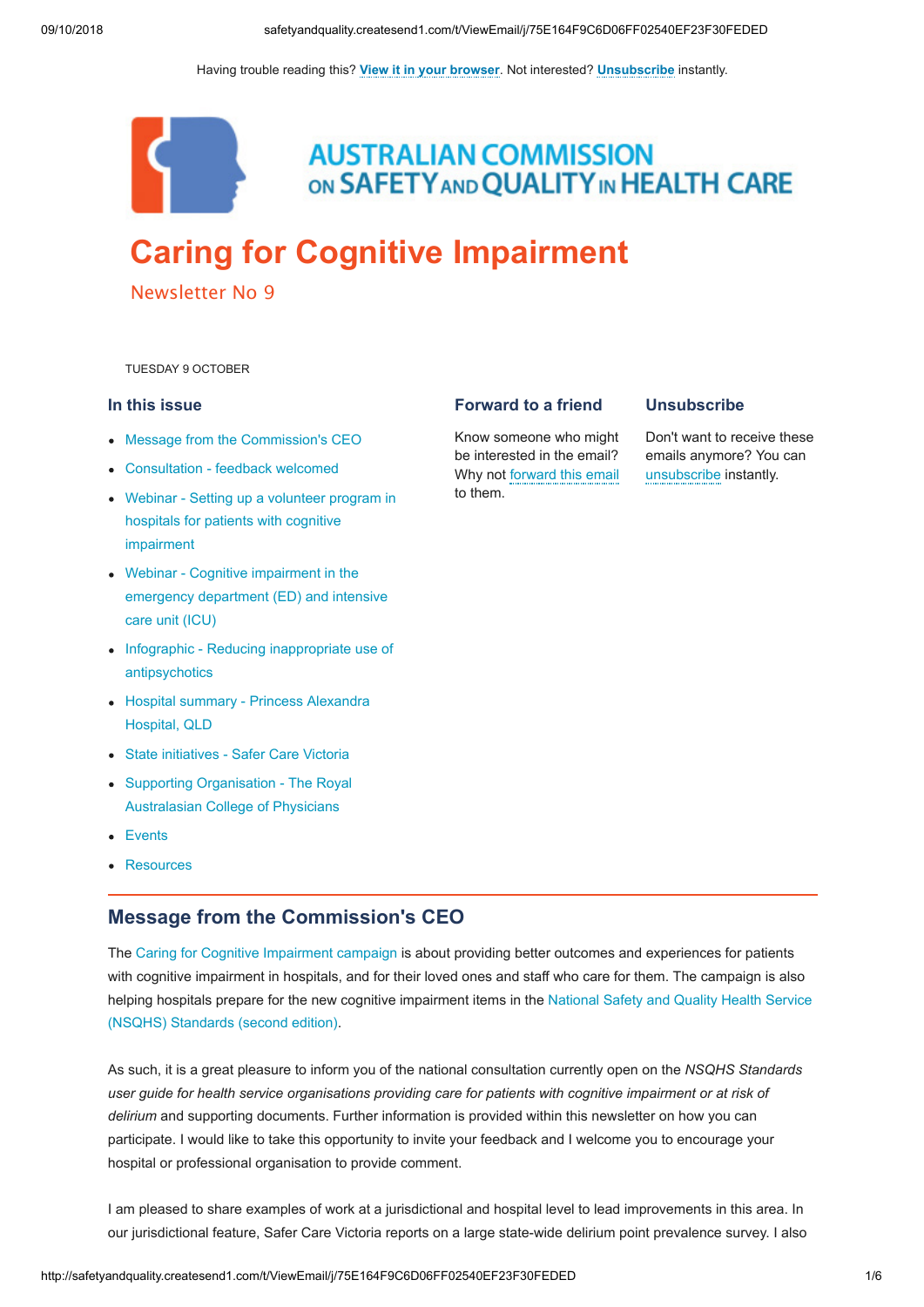Having trouble reading this? **View it in your browser**. Not interested? **Unsubscribe** instantly.

AUSTRALIAN COMMISSION ON SAFETY AND QUALITY IN HEALTH CARE

# Caring for Cognitive Impairment

## Newsletter No 9

TUESDAY 9 OCTOBER

### In this issue

- Message from the Commission's CEO
- Consultation - feedback welcomed
- Webinar - Setting up a volunteer program in hospitals for patients with cognitive impairment
- Webinar - Cognitive impairment in the emergency department (ED) and intensive care unit (ICU)
- Infographic - Reducing inappropriate use of antipsychotics
- Hospital summary - Princess Alexandra Hospital, QLD
- State initiatives - Safer Care Victoria
- Supporting Organisation - The Royal Australasian College of Physicians
- Events
- Resources

### Forward to a friend

Know someone who might be interested in the email? Why not forward this email to them.

### Unsubscribe

Don't want to receive these emails anymore? You can unsubscribe instantly.

## Message from the Commission's CEO

The Caring for Cognitive Impairment campaign is about providing better outcomes and experiences for patients with cognitive impairment in hospitals, and for their loved ones and staff who care for them. The campaign is also helping hospitals prepare for the new cognitive impairment items in the National Safety and Quality Health Service (NSQHS) Standards (second edition).

As such, it is a great pleasure to inform you of the national consultation currently open on the *NSQHS Standards user guide for health service organisations providing care for patients with cognitive impairment or at risk of delirium* and supporting documents. Further information is provided within this newsletter on how you can participate. I would like to take this opportunity to invite your feedback and I welcome you to encourage your hospital or professional organisation to provide comment.

I am pleased to share examples of work at a jurisdictional and hospital level to lead improvements in this area. In our jurisdictional feature, Safer Care Victoria reports on a large state-wide delirium point prevalence survey. I also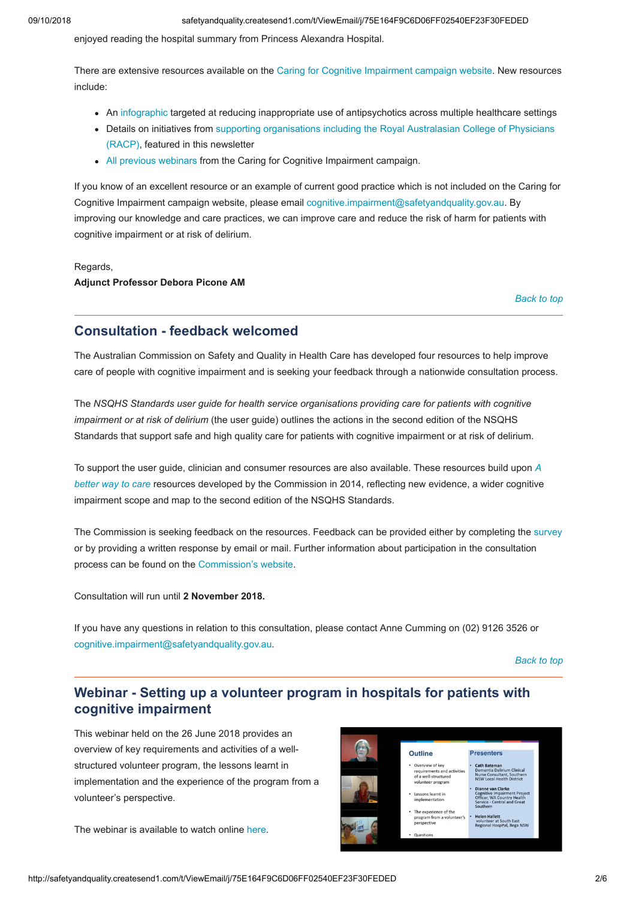enjoyed reading the hospital summary from Princess Alexandra Hospital.

There are extensive resources available on the Caring for Cognitive Impairment campaign website. New resources include:

- An infographic targeted at reducing inappropriate use of antipsychotics across multiple healthcare settings
- Details on initiatives from supporting organisations including the Royal Australasian College of Physicians (RACP), featured in this newsletter
- All previous webinars from the Caring for Cognitive Impairment campaign.

If you know of an excellent resource or an example of current good practice which is not included on the Caring for Cognitive Impairment campaign website, please email cognitive.impairment@safetyandquality.gov.au. By improving our knowledge and care practices, we can improve care and reduce the risk of harm for patients with cognitive impairment or at risk of delirium.

Regards,
**Adjunct Professor Debora Picone AM**

*Back to top*

## Consultation - feedback welcomed

The Australian Commission on Safety and Quality in Health Care has developed four resources to help improve care of people with cognitive impairment and is seeking your feedback through a nationwide consultation process.

The *NSQHS Standards user guide for health service organisations providing care for patients with cognitive impairment or at risk of delirium* (the user guide) outlines the actions in the second edition of the NSQHS Standards that support safe and high quality care for patients with cognitive impairment or at risk of delirium.

To support the user guide, clinician and consumer resources are also available. These resources build upon *A better way to care* resources developed by the Commission in 2014, reflecting new evidence, a wider cognitive impairment scope and map to the second edition of the NSQHS Standards.

The Commission is seeking feedback on the resources. Feedback can be provided either by completing the survey or by providing a written response by email or mail. Further information about participation in the consultation process can be found on the Commission's website.

Consultation will run until **2 November 2018.**

If you have any questions in relation to this consultation, please contact Anne Cumming on (02) 9126 3526 or cognitive.impairment@safetyandquality.gov.au.

*Back to top*

## Webinar - Setting up a volunteer program in hospitals for patients with cognitive impairment

This webinar held on the 26 June 2018 provides an overview of key requirements and activities of a well-structured volunteer program, the lessons learnt in implementation and the experience of the program from a volunteer's perspective.

The webinar is available to watch online here.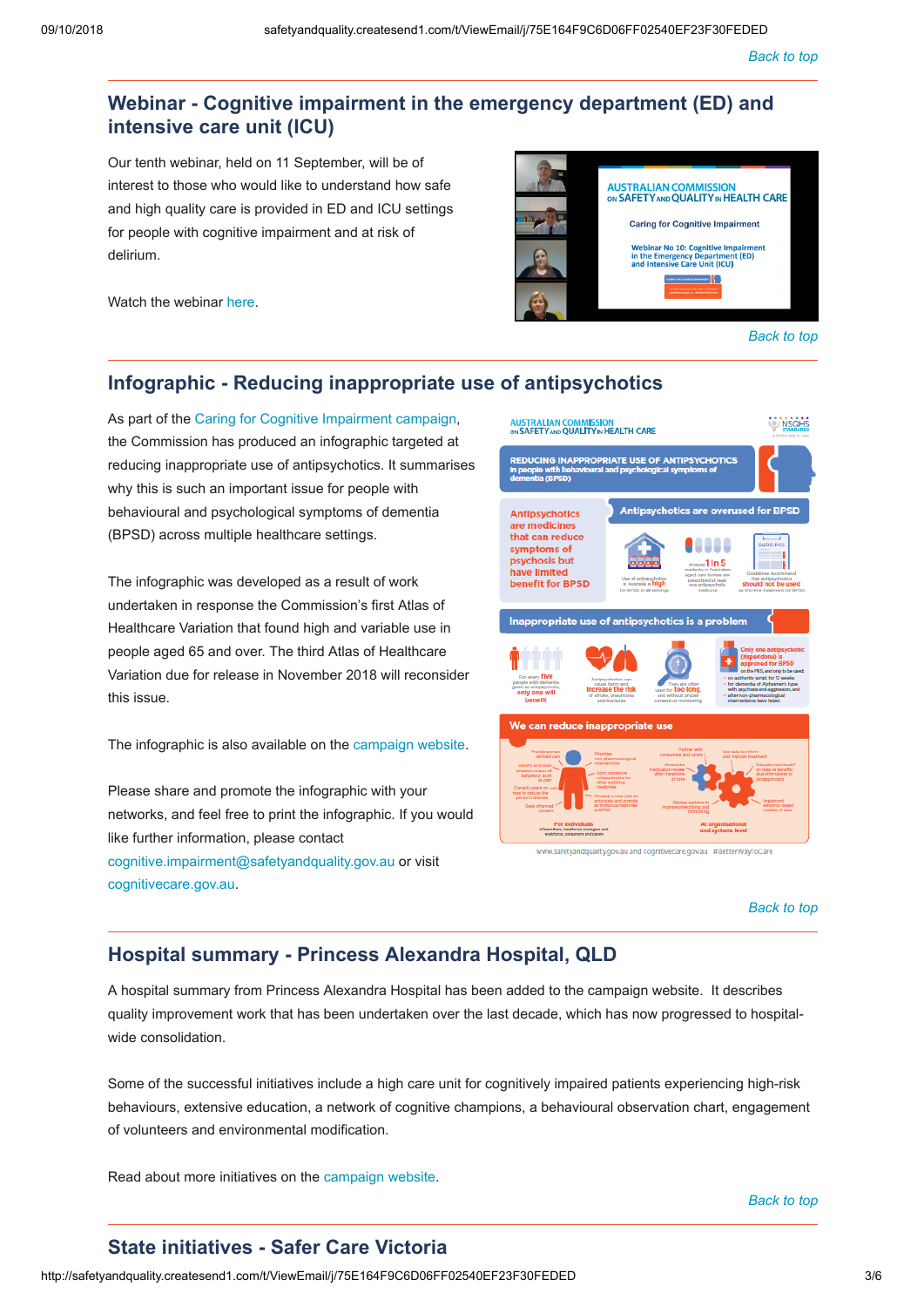Back to top

## Webinar - Cognitive impairment in the emergency department (ED) and intensive care unit (ICU)

Our tenth webinar, held on 11 September, will be of interest to those who would like to understand how safe and high quality care is provided in ED and ICU settings for people with cognitive impairment and at risk of delirium.

Watch the webinar here.

Back to top

## Infographic - Reducing inappropriate use of antipsychotics

As part of the Caring for Cognitive Impairment campaign, the Commission has produced an infographic targeted at reducing inappropriate use of antipsychotics. It summarises why this is such an important issue for people with behavioural and psychological symptoms of dementia (BPSD) across multiple healthcare settings.

The infographic was developed as a result of work undertaken in response the Commission's first Atlas of Healthcare Variation that found high and variable use in people aged 65 and over. The third Atlas of Healthcare Variation due for release in November 2018 will reconsider this issue.

The infographic is also available on the campaign website.

Please share and promote the infographic with your networks, and feel free to print the infographic. If you would like further information, please contact cognitive.impairment@safetyandquality.gov.au or visit cognitivecare.gov.au.

Back to top

## Hospital summary - Princess Alexandra Hospital, QLD

A hospital summary from Princess Alexandra Hospital has been added to the campaign website. It describes quality improvement work that has been undertaken over the last decade, which has now progressed to hospital-wide consolidation.

Some of the successful initiatives include a high care unit for cognitively impaired patients experiencing high-risk behaviours, extensive education, a network of cognitive champions, a behavioural observation chart, engagement of volunteers and environmental modification.

Read about more initiatives on the campaign website.

Back to top

## State initiatives - Safer Care Victoria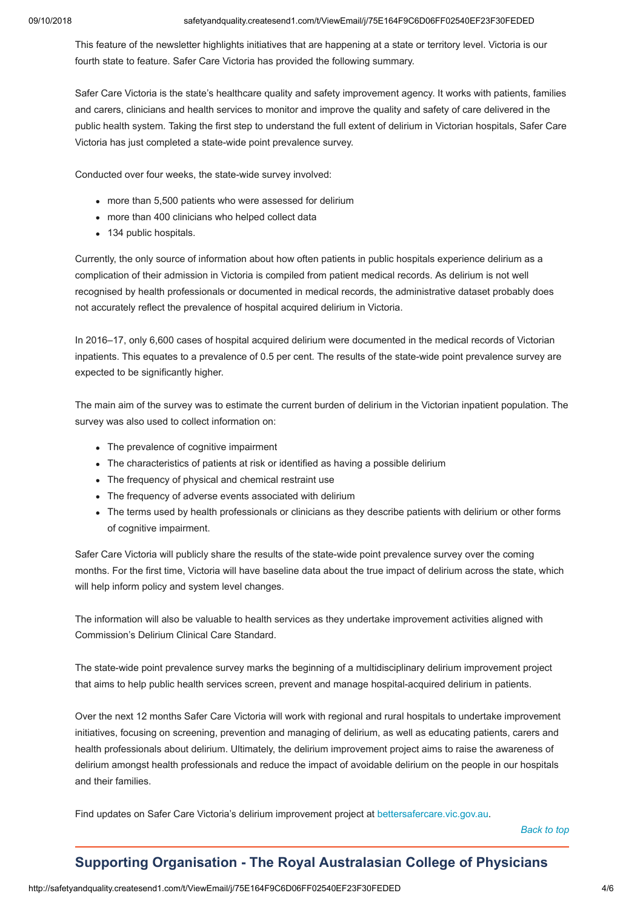This feature of the newsletter highlights initiatives that are happening at a state or territory level. Victoria is our fourth state to feature. Safer Care Victoria has provided the following summary.

Safer Care Victoria is the state's healthcare quality and safety improvement agency. It works with patients, families and carers, clinicians and health services to monitor and improve the quality and safety of care delivered in the public health system. Taking the first step to understand the full extent of delirium in Victorian hospitals, Safer Care Victoria has just completed a state-wide point prevalence survey.

Conducted over four weeks, the state-wide survey involved:

- more than 5,500 patients who were assessed for delirium
- more than 400 clinicians who helped collect data
- 134 public hospitals.

Currently, the only source of information about how often patients in public hospitals experience delirium as a complication of their admission in Victoria is compiled from patient medical records. As delirium is not well recognised by health professionals or documented in medical records, the administrative dataset probably does not accurately reflect the prevalence of hospital acquired delirium in Victoria.

In 2016–17, only 6,600 cases of hospital acquired delirium were documented in the medical records of Victorian inpatients. This equates to a prevalence of 0.5 per cent. The results of the state-wide point prevalence survey are expected to be significantly higher.

The main aim of the survey was to estimate the current burden of delirium in the Victorian inpatient population. The survey was also used to collect information on:

- The prevalence of cognitive impairment
- The characteristics of patients at risk or identified as having a possible delirium
- The frequency of physical and chemical restraint use
- The frequency of adverse events associated with delirium
- The terms used by health professionals or clinicians as they describe patients with delirium or other forms of cognitive impairment.

Safer Care Victoria will publicly share the results of the state-wide point prevalence survey over the coming months. For the first time, Victoria will have baseline data about the true impact of delirium across the state, which will help inform policy and system level changes.

The information will also be valuable to health services as they undertake improvement activities aligned with Commission's Delirium Clinical Care Standard.

The state-wide point prevalence survey marks the beginning of a multidisciplinary delirium improvement project that aims to help public health services screen, prevent and manage hospital-acquired delirium in patients.

Over the next 12 months Safer Care Victoria will work with regional and rural hospitals to undertake improvement initiatives, focusing on screening, prevention and managing of delirium, as well as educating patients, carers and health professionals about delirium. Ultimately, the delirium improvement project aims to raise the awareness of delirium amongst health professionals and reduce the impact of avoidable delirium on the people in our hospitals and their families.

Find updates on Safer Care Victoria's delirium improvement project at bettersafercare.vic.gov.au.

*Back to top*

## Supporting Organisation - The Royal Australasian College of Physicians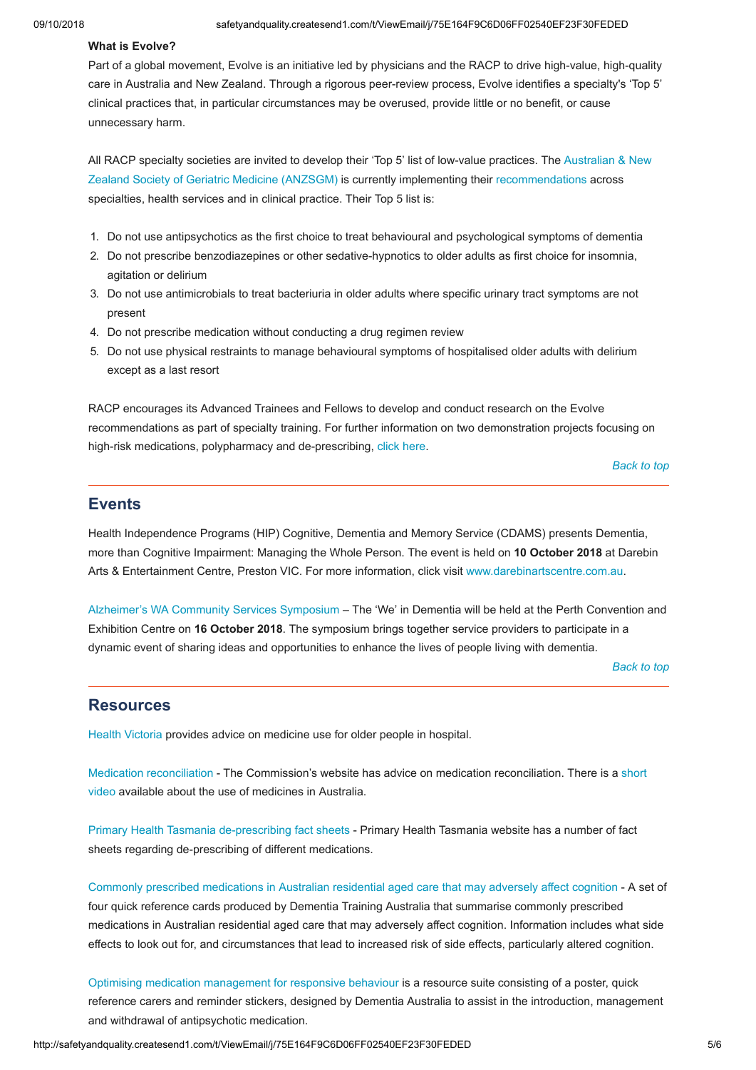**What is Evolve?**

Part of a global movement, Evolve is an initiative led by physicians and the RACP to drive high-value, high-quality care in Australia and New Zealand. Through a rigorous peer-review process, Evolve identifies a specialty's 'Top 5' clinical practices that, in particular circumstances may be overused, provide little or no benefit, or cause unnecessary harm.

All RACP specialty societies are invited to develop their 'Top 5' list of low-value practices. The Australian & New Zealand Society of Geriatric Medicine (ANZSGM) is currently implementing their recommendations across specialties, health services and in clinical practice. Their Top 5 list is:

1. Do not use antipsychotics as the first choice to treat behavioural and psychological symptoms of dementia
2. Do not prescribe benzodiazepines or other sedative-hypnotics to older adults as first choice for insomnia, agitation or delirium
3. Do not use antimicrobials to treat bacteriuria in older adults where specific urinary tract symptoms are not present
4. Do not prescribe medication without conducting a drug regimen review
5. Do not use physical restraints to manage behavioural symptoms of hospitalised older adults with delirium except as a last resort

RACP encourages its Advanced Trainees and Fellows to develop and conduct research on the Evolve recommendations as part of specialty training. For further information on two demonstration projects focusing on high-risk medications, polypharmacy and de-prescribing, click here.

*Back to top*

## Events

Health Independence Programs (HIP) Cognitive, Dementia and Memory Service (CDAMS) presents Dementia, more than Cognitive Impairment: Managing the Whole Person. The event is held on **10 October 2018** at Darebin Arts & Entertainment Centre, Preston VIC. For more information, click visit www.darebinartscentre.com.au.

Alzheimer's WA Community Services Symposium – The 'We' in Dementia will be held at the Perth Convention and Exhibition Centre on **16 October 2018**. The symposium brings together service providers to participate in a dynamic event of sharing ideas and opportunities to enhance the lives of people living with dementia.

*Back to top*

## Resources

Health Victoria provides advice on medicine use for older people in hospital.

Medication reconciliation - The Commission's website has advice on medication reconciliation. There is a short video available about the use of medicines in Australia.

Primary Health Tasmania de-prescribing fact sheets - Primary Health Tasmania website has a number of fact sheets regarding de-prescribing of different medications.

Commonly prescribed medications in Australian residential aged care that may adversely affect cognition - A set of four quick reference cards produced by Dementia Training Australia that summarise commonly prescribed medications in Australian residential aged care that may adversely affect cognition. Information includes what side effects to look out for, and circumstances that lead to increased risk of side effects, particularly altered cognition.

Optimising medication management for responsive behaviour is a resource suite consisting of a poster, quick reference carers and reminder stickers, designed by Dementia Australia to assist in the introduction, management and withdrawal of antipsychotic medication.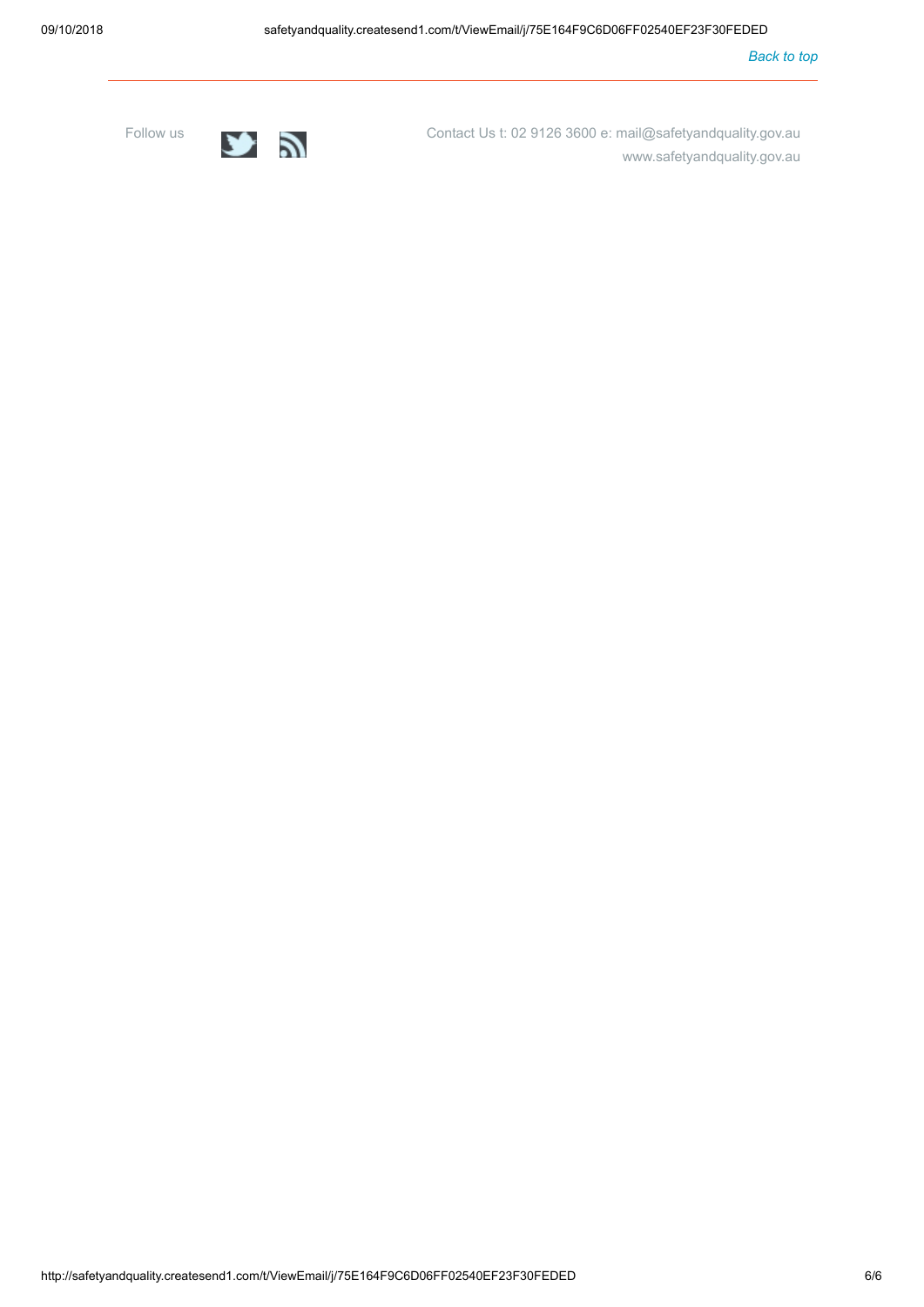*Back to top*

---

Follow us

Contact Us t: 02 9126 3600 e: mail@safetyandquality.gov.au
www.safetyandquality.gov.au